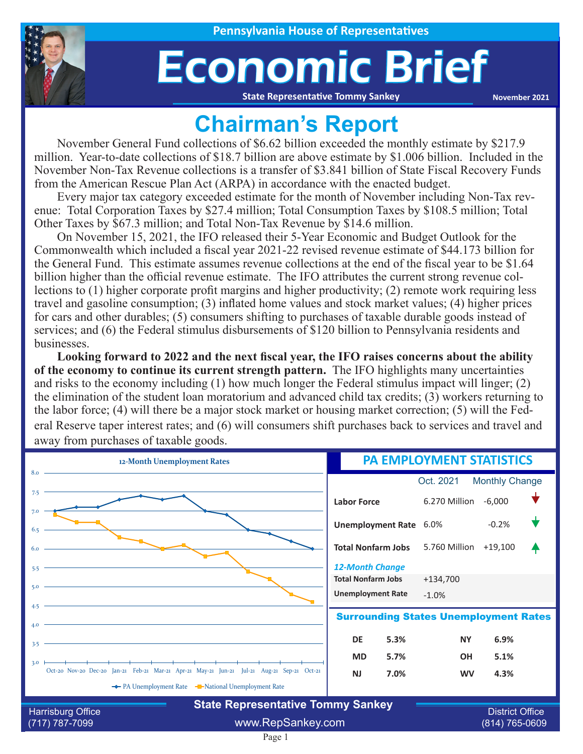Pennsylvania House of Representatives

# Economic Brief

State Representative Tommy Sankey

November 2021

## Chairman's Report

November General Fund collections of $6.62 billion exceeded the monthly estimate by $217.9 million. Year-to-date collections of $18.7 billion are above estimate by $1.006 billion. Included in the November Non-Tax Revenue collections is a transfer of $3.841 billion of State Fiscal Recovery Funds from the American Rescue Plan Act (ARPA) in accordance with the enacted budget.

Every major tax category exceeded estimate for the month of November including Non-Tax revenue: Total Corporation Taxes by $27.4 million; Total Consumption Taxes by $108.5 million; Total Other Taxes by $67.3 million; and Total Non-Tax Revenue by $14.6 million.

On November 15, 2021, the IFO released their 5-Year Economic and Budget Outlook for the Commonwealth which included a fiscal year 2021-22 revised revenue estimate of $44.173 billion for the General Fund. This estimate assumes revenue collections at the end of the fiscal year to be $1.64 billion higher than the official revenue estimate. The IFO attributes the current strong revenue collections to (1) higher corporate profit margins and higher productivity; (2) remote work requiring less travel and gasoline consumption; (3) inflated home values and stock market values; (4) higher prices for cars and other durables; (5) consumers shifting to purchases of taxable durable goods instead of services; and (6) the Federal stimulus disbursements of $120 billion to Pennsylvania residents and businesses.

**Looking forward to 2022 and the next fiscal year, the IFO raises concerns about the ability of the economy to continue its current strength pattern.** The IFO highlights many uncertainties and risks to the economy including (1) how much longer the Federal stimulus impact will linger; (2) the elimination of the student loan moratorium and advanced child tax credits; (3) workers returning to the labor force; (4) will there be a major stock market or housing market correction; (5) will the Federal Reserve taper interest rates; and (6) will consumers shift purchases back to services and travel and away from purchases of taxable goods.

### 12-Month Unemployment Rates

| Month | PA Unemployment Rate | National Unemployment Rate |
|---|---|---|
| Oct-20 | 7.0 | 6.9 |
| Nov-20 | 7.1 | 6.7 |
| Dec-20 | 7.1 | 6.7 |
| Jan-21 | 7.3 | 6.3 |
| Feb-21 | 7.4 | 6.2 |
| Mar-21 | 7.3 | 6.0 |
| Apr-21 | 7.4 | 6.1 |
| May-21 | 7.0 | 5.8 |
| Jun-21 | 6.9 | 5.9 |
| Jul-21 | 6.5 | 5.4 |
| Aug-21 | 6.4 | 5.2 |
| Sep-21 | 6.2 | 4.8 |
| Oct-21 | 6.0 | 4.6 |

### PA EMPLOYMENT STATISTICS

| | Oct. 2021 | Monthly Change |
|---|---|---|
| **Labor Force** | 6.270 Million | -6,000 ▼ |
| **Unemployment Rate** | 6.0% | -0.2% ▼ |
| **Total Nonfarm Jobs** | 5.760 Million | +19,100 ▲ |

*12-Month Change*

| | |
|---|---|
| **Total Nonfarm Jobs** | +134,700 |
| **Unemployment Rate** | -1.0% |

### Surrounding States Unemployment Rates

| State | Rate | State | Rate |
|---|---|---|---|
| DE | 5.3% | NY | 6.9% |
| MD | 5.7% | OH | 5.1% |
| NJ | 7.0% | WV | 4.3% |

**State Representative Tommy Sankey**

Harrisburg Office (717) 787-7099 | www.RepSankey.com | District Office (814) 765-0609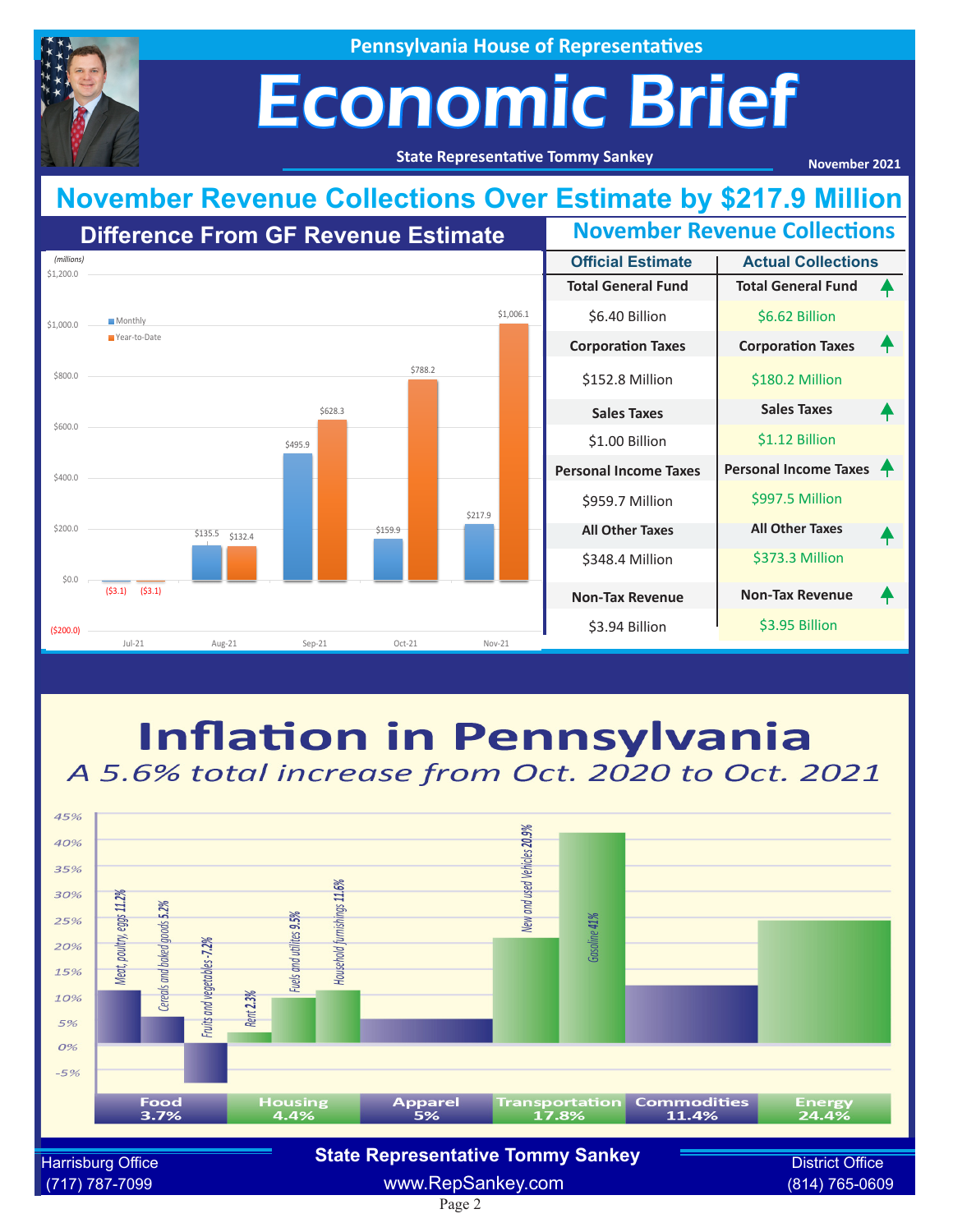Pennsylvania House of Representatives

# Economic Brief

State Representative Tommy Sankey

November 2021

## November Revenue Collections Over Estimate by $217.9 Million

### Difference From GF Revenue Estimate

(millions)

$1,200.0
$1,000.0
$800.0
$600.0
$400.0
$200.0
$0.0
($200.0)

Monthly
Year-to-Date

($3.1) ($3.1)
$135.5 $132.4
$495.9 $628.3
$159.9 $788.2
$217.9 $1,006.1

Jul-21
Aug-21
Sep-21
Oct-21
Nov-21

### November Revenue Collections

| Official Estimate | Actual Collections |
|---|---|
| **Total General Fund** | **Total General Fund** |
| $6.40 Billion | $6.62 Billion |
| **Corporation Taxes** | **Corporation Taxes** |
| $152.8 Million | $180.2 Million |
| **Sales Taxes** | **Sales Taxes** |
| $1.00 Billion | $1.12 Billion |
| **Personal Income Taxes** | **Personal Income Taxes** |
| $959.7 Million | $997.5 Million |
| **All Other Taxes** | **All Other Taxes** |
| $348.4 Million | $373.3 Million |
| **Non-Tax Revenue** | **Non-Tax Revenue** |
| $3.94 Billion | $3.95 Billion |

## Inflation in Pennsylvania

*A 5.6% total increase from Oct. 2020 to Oct. 2021*

45%
40%
35%
30%
25%
20%
15%
10%
5%
0%
-5%

Meat, poultry, eggs 11.2%
Cereals and baked goods 5.2%
Fruits and vegetables -7.2%
Rent 2.3%
Fuels and utilities 9.5%
Household furnishings 11.6%
New and used Vehicles 20.9%
Gasoline 41%

Food 3.7%
Housing 4.4%
Apparel 5%
Transportation 17.8%
Commodities 11.4%
Energy 24.4%

Harrisburg Office
(717) 787-7099

**State Representative Tommy Sankey**
www.RepSankey.com

District Office
(814) 765-0609